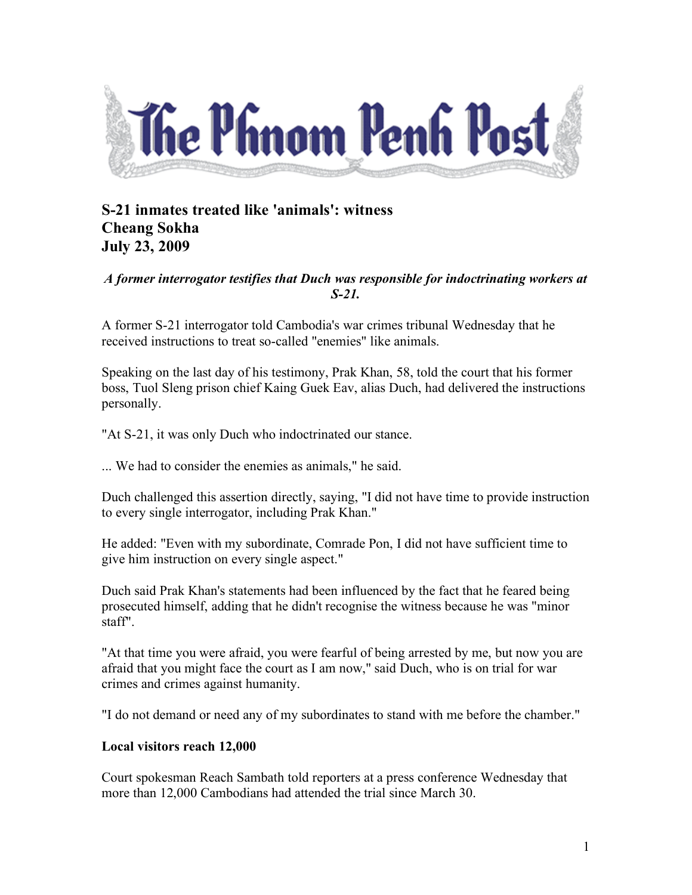The Phnom Penh Post

## S-21 inmates treated like 'animals': witness
## Cheang Sokha
## July 23, 2009

***A former interrogator testifies that Duch was responsible for indoctrinating workers at S-21.***

A former S-21 interrogator told Cambodia's war crimes tribunal Wednesday that he received instructions to treat so-called "enemies" like animals.

Speaking on the last day of his testimony, Prak Khan, 58, told the court that his former boss, Tuol Sleng prison chief Kaing Guek Eav, alias Duch, had delivered the instructions personally.

"At S-21, it was only Duch who indoctrinated our stance.

... We had to consider the enemies as animals," he said.

Duch challenged this assertion directly, saying, "I did not have time to provide instruction to every single interrogator, including Prak Khan."

He added: "Even with my subordinate, Comrade Pon, I did not have sufficient time to give him instruction on every single aspect."

Duch said Prak Khan's statements had been influenced by the fact that he feared being prosecuted himself, adding that he didn't recognise the witness because he was "minor staff".

"At that time you were afraid, you were fearful of being arrested by me, but now you are afraid that you might face the court as I am now," said Duch, who is on trial for war crimes and crimes against humanity.

"I do not demand or need any of my subordinates to stand with me before the chamber."

**Local visitors reach 12,000**

Court spokesman Reach Sambath told reporters at a press conference Wednesday that more than 12,000 Cambodians had attended the trial since March 30.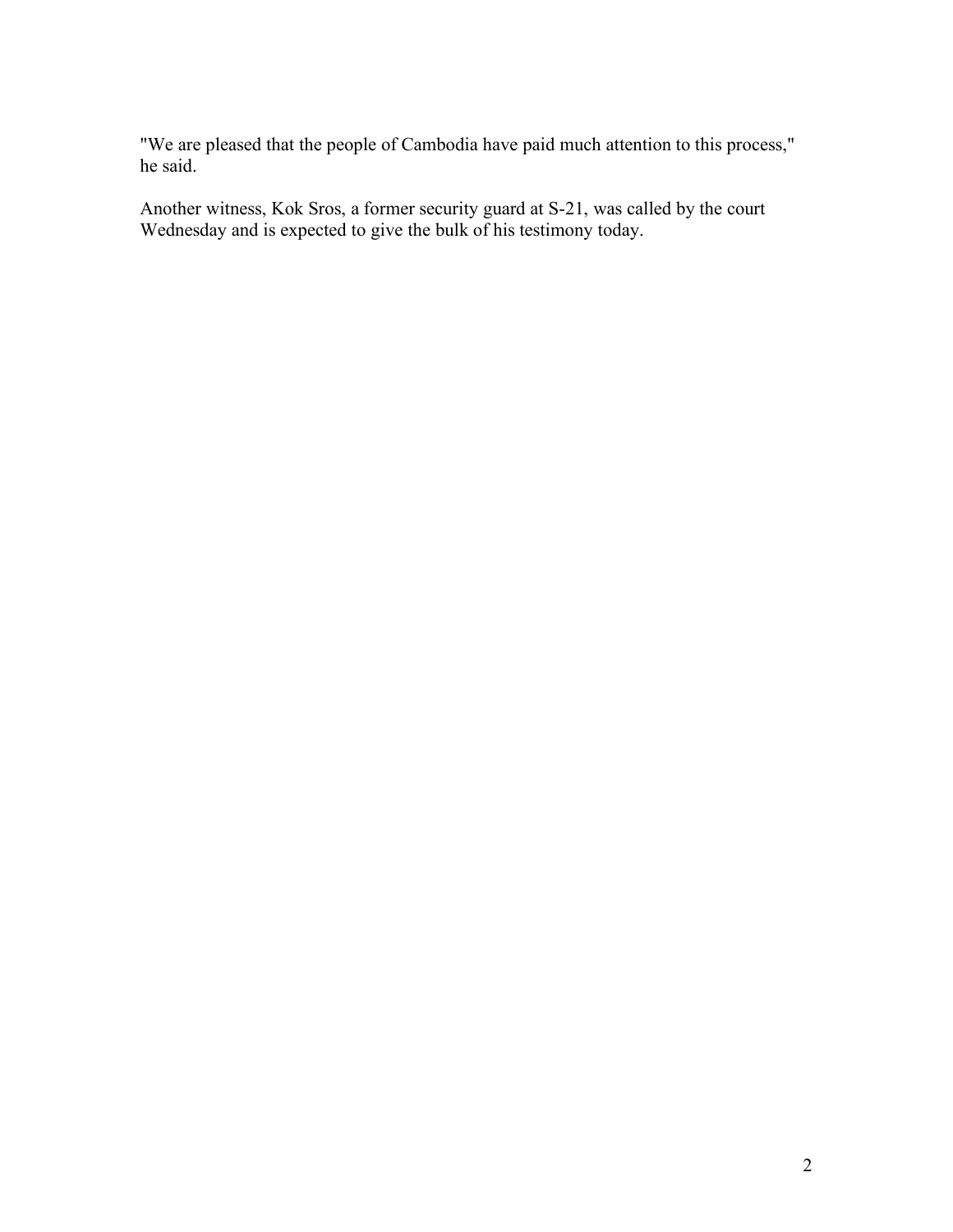"We are pleased that the people of Cambodia have paid much attention to this process," he said.

Another witness, Kok Sros, a former security guard at S-21, was called by the court Wednesday and is expected to give the bulk of his testimony today.